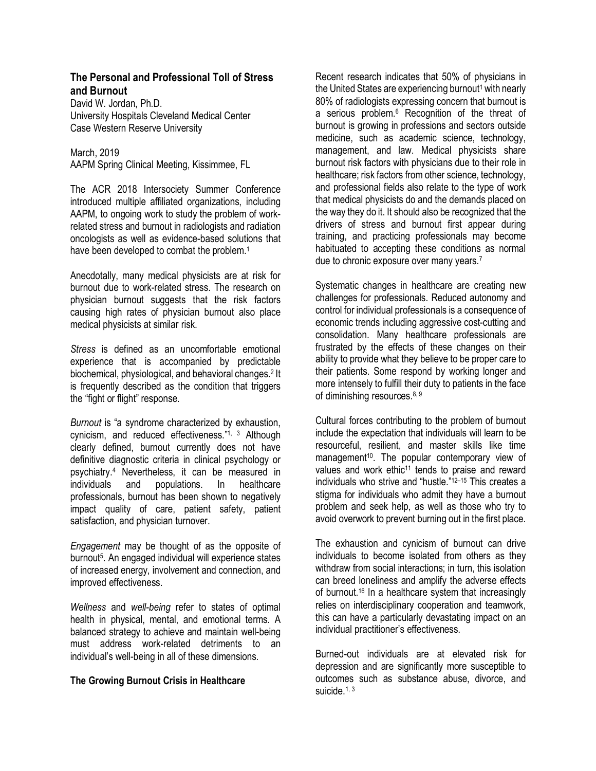## The Personal and Professional Toll of Stress and Burnout

David W. Jordan, Ph.D.
University Hospitals Cleveland Medical Center
Case Western Reserve University

March, 2019
AAPM Spring Clinical Meeting, Kissimmee, FL

The ACR 2018 Intersociety Summer Conference introduced multiple affiliated organizations, including AAPM, to ongoing work to study the problem of work-related stress and burnout in radiologists and radiation oncologists as well as evidence-based solutions that have been developed to combat the problem.[1]

Anecdotally, many medical physicists are at risk for burnout due to work-related stress. The research on physician burnout suggests that the risk factors causing high rates of physician burnout also place medical physicists at similar risk.

*Stress* is defined as an uncomfortable emotional experience that is accompanied by predictable biochemical, physiological, and behavioral changes.[2] It is frequently described as the condition that triggers the "fight or flight" response.

*Burnout* is "a syndrome characterized by exhaustion, cynicism, and reduced effectiveness."[1, 3] Although clearly defined, burnout currently does not have definitive diagnostic criteria in clinical psychology or psychiatry.[4] Nevertheless, it can be measured in individuals and populations. In healthcare professionals, burnout has been shown to negatively impact quality of care, patient safety, patient satisfaction, and physician turnover.

*Engagement* may be thought of as the opposite of burnout[5]. An engaged individual will experience states of increased energy, involvement and connection, and improved effectiveness.

*Wellness* and *well-being* refer to states of optimal health in physical, mental, and emotional terms. A balanced strategy to achieve and maintain well-being must address work-related detriments to an individual's well-being in all of these dimensions.

### The Growing Burnout Crisis in Healthcare

Recent research indicates that 50% of physicians in the United States are experiencing burnout[1] with nearly 80% of radiologists expressing concern that burnout is a serious problem.[6] Recognition of the threat of burnout is growing in professions and sectors outside medicine, such as academic science, technology, management, and law. Medical physicists share burnout risk factors with physicians due to their role in healthcare; risk factors from other science, technology, and professional fields also relate to the type of work that medical physicists do and the demands placed on the way they do it. It should also be recognized that the drivers of stress and burnout first appear during training, and practicing professionals may become habituated to accepting these conditions as normal due to chronic exposure over many years.[7]

Systematic changes in healthcare are creating new challenges for professionals. Reduced autonomy and control for individual professionals is a consequence of economic trends including aggressive cost-cutting and consolidation. Many healthcare professionals are frustrated by the effects of these changes on their ability to provide what they believe to be proper care to their patients. Some respond by working longer and more intensely to fulfill their duty to patients in the face of diminishing resources.[8, 9]

Cultural forces contributing to the problem of burnout include the expectation that individuals will learn to be resourceful, resilient, and master skills like time management[10]. The popular contemporary view of values and work ethic[11] tends to praise and reward individuals who strive and "hustle."[12–15] This creates a stigma for individuals who admit they have a burnout problem and seek help, as well as those who try to avoid overwork to prevent burning out in the first place.

The exhaustion and cynicism of burnout can drive individuals to become isolated from others as they withdraw from social interactions; in turn, this isolation can breed loneliness and amplify the adverse effects of burnout.[16] In a healthcare system that increasingly relies on interdisciplinary cooperation and teamwork, this can have a particularly devastating impact on an individual practitioner's effectiveness.

Burned-out individuals are at elevated risk for depression and are significantly more susceptible to outcomes such as substance abuse, divorce, and suicide.[1, 3]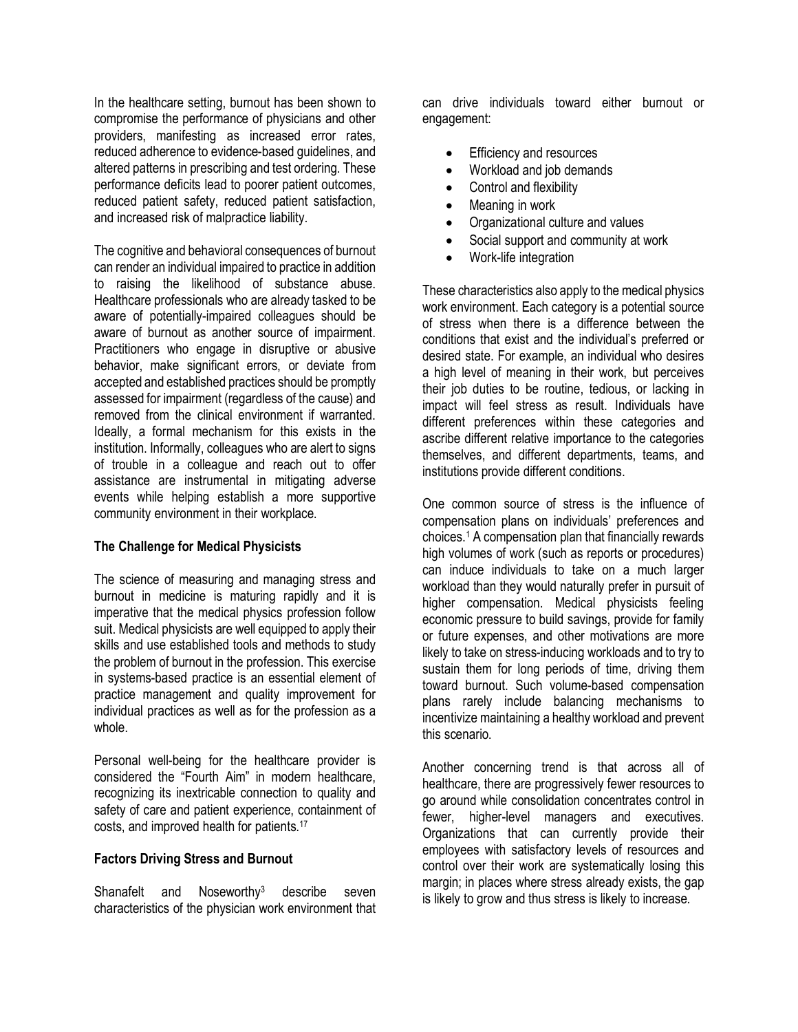In the healthcare setting, burnout has been shown to compromise the performance of physicians and other providers, manifesting as increased error rates, reduced adherence to evidence-based guidelines, and altered patterns in prescribing and test ordering. These performance deficits lead to poorer patient outcomes, reduced patient safety, reduced patient satisfaction, and increased risk of malpractice liability.

The cognitive and behavioral consequences of burnout can render an individual impaired to practice in addition to raising the likelihood of substance abuse. Healthcare professionals who are already tasked to be aware of potentially-impaired colleagues should be aware of burnout as another source of impairment. Practitioners who engage in disruptive or abusive behavior, make significant errors, or deviate from accepted and established practices should be promptly assessed for impairment (regardless of the cause) and removed from the clinical environment if warranted. Ideally, a formal mechanism for this exists in the institution. Informally, colleagues who are alert to signs of trouble in a colleague and reach out to offer assistance are instrumental in mitigating adverse events while helping establish a more supportive community environment in their workplace.

### The Challenge for Medical Physicists

The science of measuring and managing stress and burnout in medicine is maturing rapidly and it is imperative that the medical physics profession follow suit. Medical physicists are well equipped to apply their skills and use established tools and methods to study the problem of burnout in the profession. This exercise in systems-based practice is an essential element of practice management and quality improvement for individual practices as well as for the profession as a whole.

Personal well-being for the healthcare provider is considered the "Fourth Aim" in modern healthcare, recognizing its inextricable connection to quality and safety of care and patient experience, containment of costs, and improved health for patients.[17]

### Factors Driving Stress and Burnout

Shanafelt and Noseworthy[3] describe seven characteristics of the physician work environment that can drive individuals toward either burnout or engagement:

- Efficiency and resources
- Workload and job demands
- Control and flexibility
- Meaning in work
- Organizational culture and values
- Social support and community at work
- Work-life integration

These characteristics also apply to the medical physics work environment. Each category is a potential source of stress when there is a difference between the conditions that exist and the individual's preferred or desired state. For example, an individual who desires a high level of meaning in their work, but perceives their job duties to be routine, tedious, or lacking in impact will feel stress as result. Individuals have different preferences within these categories and ascribe different relative importance to the categories themselves, and different departments, teams, and institutions provide different conditions.

One common source of stress is the influence of compensation plans on individuals' preferences and choices.[1] A compensation plan that financially rewards high volumes of work (such as reports or procedures) can induce individuals to take on a much larger workload than they would naturally prefer in pursuit of higher compensation. Medical physicists feeling economic pressure to build savings, provide for family or future expenses, and other motivations are more likely to take on stress-inducing workloads and to try to sustain them for long periods of time, driving them toward burnout. Such volume-based compensation plans rarely include balancing mechanisms to incentivize maintaining a healthy workload and prevent this scenario.

Another concerning trend is that across all of healthcare, there are progressively fewer resources to go around while consolidation concentrates control in fewer, higher-level managers and executives. Organizations that can currently provide their employees with satisfactory levels of resources and control over their work are systematically losing this margin; in places where stress already exists, the gap is likely to grow and thus stress is likely to increase.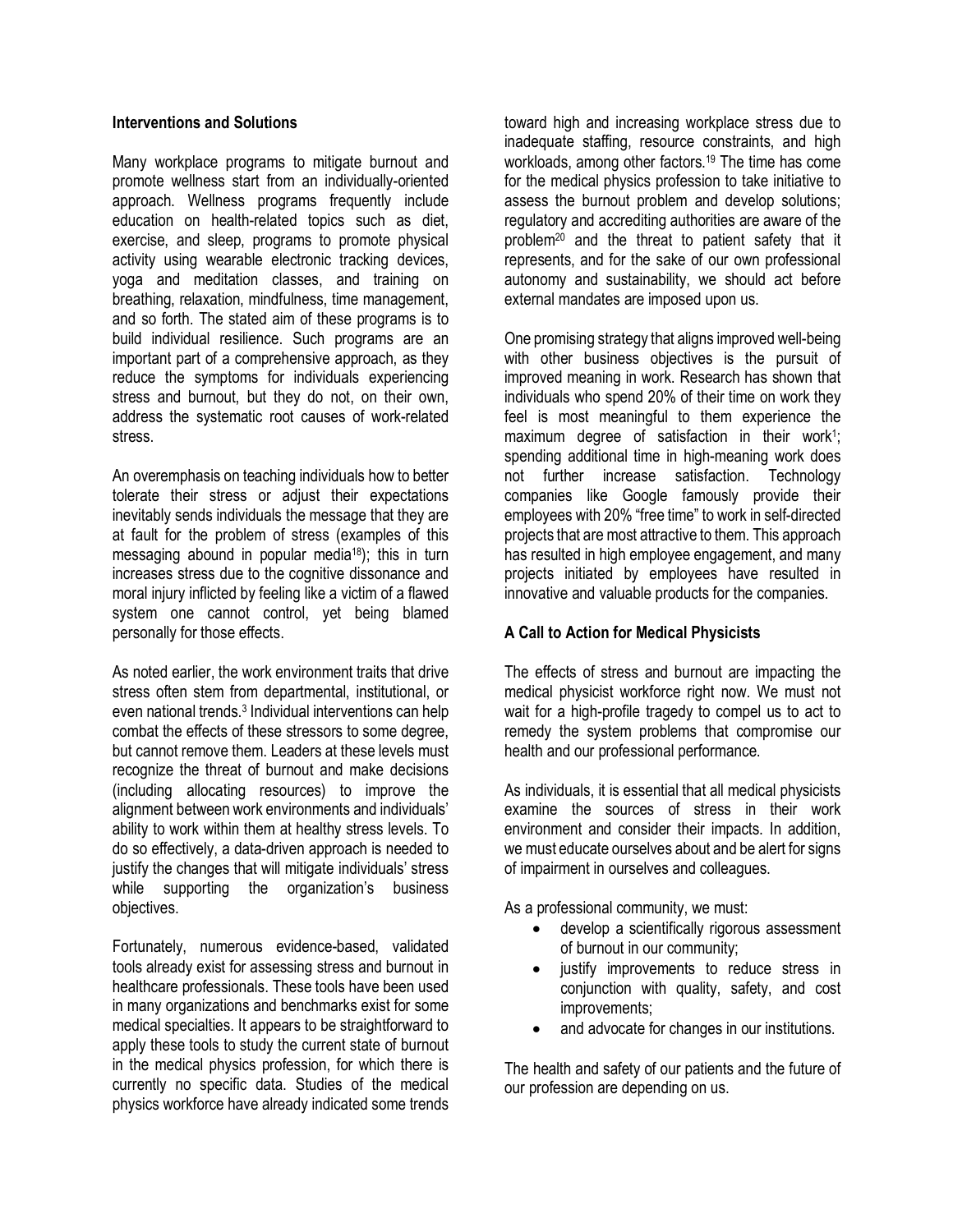### Interventions and Solutions

Many workplace programs to mitigate burnout and promote wellness start from an individually-oriented approach. Wellness programs frequently include education on health-related topics such as diet, exercise, and sleep, programs to promote physical activity using wearable electronic tracking devices, yoga and meditation classes, and training on breathing, relaxation, mindfulness, time management, and so forth. The stated aim of these programs is to build individual resilience. Such programs are an important part of a comprehensive approach, as they reduce the symptoms for individuals experiencing stress and burnout, but they do not, on their own, address the systematic root causes of work-related stress.

An overemphasis on teaching individuals how to better tolerate their stress or adjust their expectations inevitably sends individuals the message that they are at fault for the problem of stress (examples of this messaging abound in popular media[18]); this in turn increases stress due to the cognitive dissonance and moral injury inflicted by feeling like a victim of a flawed system one cannot control, yet being blamed personally for those effects.

As noted earlier, the work environment traits that drive stress often stem from departmental, institutional, or even national trends.[3] Individual interventions can help combat the effects of these stressors to some degree, but cannot remove them. Leaders at these levels must recognize the threat of burnout and make decisions (including allocating resources) to improve the alignment between work environments and individuals' ability to work within them at healthy stress levels. To do so effectively, a data-driven approach is needed to justify the changes that will mitigate individuals' stress while supporting the organization's business objectives.

Fortunately, numerous evidence-based, validated tools already exist for assessing stress and burnout in healthcare professionals. These tools have been used in many organizations and benchmarks exist for some medical specialties. It appears to be straightforward to apply these tools to study the current state of burnout in the medical physics profession, for which there is currently no specific data. Studies of the medical physics workforce have already indicated some trends toward high and increasing workplace stress due to inadequate staffing, resource constraints, and high workloads, among other factors.[19] The time has come for the medical physics profession to take initiative to assess the burnout problem and develop solutions; regulatory and accrediting authorities are aware of the problem[20] and the threat to patient safety that it represents, and for the sake of our own professional autonomy and sustainability, we should act before external mandates are imposed upon us.

One promising strategy that aligns improved well-being with other business objectives is the pursuit of improved meaning in work. Research has shown that individuals who spend 20% of their time on work they feel is most meaningful to them experience the maximum degree of satisfaction in their work[1]; spending additional time in high-meaning work does not further increase satisfaction. Technology companies like Google famously provide their employees with 20% "free time" to work in self-directed projects that are most attractive to them. This approach has resulted in high employee engagement, and many projects initiated by employees have resulted in innovative and valuable products for the companies.

### A Call to Action for Medical Physicists

The effects of stress and burnout are impacting the medical physicist workforce right now. We must not wait for a high-profile tragedy to compel us to act to remedy the system problems that compromise our health and our professional performance.

As individuals, it is essential that all medical physicists examine the sources of stress in their work environment and consider their impacts. In addition, we must educate ourselves about and be alert for signs of impairment in ourselves and colleagues.

As a professional community, we must:

- develop a scientifically rigorous assessment of burnout in our community;
- justify improvements to reduce stress in conjunction with quality, safety, and cost improvements;
- and advocate for changes in our institutions.

The health and safety of our patients and the future of our profession are depending on us.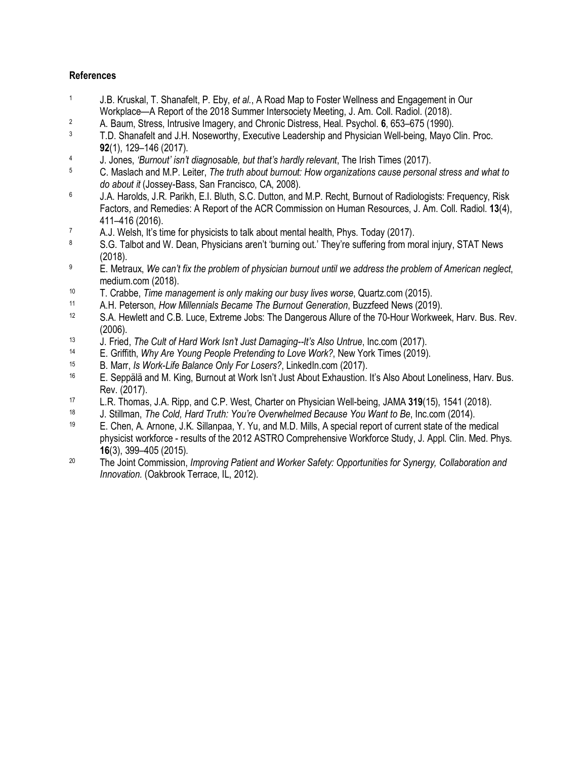**References**

1. J.B. Kruskal, T. Shanafelt, P. Eby, *et al.*, A Road Map to Foster Wellness and Engagement in Our Workplace—A Report of the 2018 Summer Intersociety Meeting, J. Am. Coll. Radiol. (2018).
2. A. Baum, Stress, Intrusive Imagery, and Chronic Distress, Heal. Psychol. **6**, 653–675 (1990).
3. T.D. Shanafelt and J.H. Noseworthy, Executive Leadership and Physician Well-being, Mayo Clin. Proc. **92**(1), 129–146 (2017).
4. J. Jones, *'Burnout' isn't diagnosable, but that's hardly relevant*, The Irish Times (2017).
5. C. Maslach and M.P. Leiter, *The truth about burnout: How organizations cause personal stress and what to do about it* (Jossey-Bass, San Francisco, CA, 2008).
6. J.A. Harolds, J.R. Parikh, E.I. Bluth, S.C. Dutton, and M.P. Recht, Burnout of Radiologists: Frequency, Risk Factors, and Remedies: A Report of the ACR Commission on Human Resources, J. Am. Coll. Radiol. **13**(4), 411–416 (2016).
7. A.J. Welsh, It's time for physicists to talk about mental health, Phys. Today (2017).
8. S.G. Talbot and W. Dean, Physicians aren't 'burning out.' They're suffering from moral injury, STAT News (2018).
9. E. Metraux, *We can't fix the problem of physician burnout until we address the problem of American neglect*, medium.com (2018).
10. T. Crabbe, *Time management is only making our busy lives worse*, Quartz.com (2015).
11. A.H. Peterson, *How Millennials Became The Burnout Generation*, Buzzfeed News (2019).
12. S.A. Hewlett and C.B. Luce, Extreme Jobs: The Dangerous Allure of the 70-Hour Workweek, Harv. Bus. Rev. (2006).
13. J. Fried, *The Cult of Hard Work Isn't Just Damaging--It's Also Untrue*, Inc.com (2017).
14. E. Griffith, *Why Are Young People Pretending to Love Work?*, New York Times (2019).
15. B. Marr, *Is Work-Life Balance Only For Losers?*, LinkedIn.com (2017).
16. E. Seppälä and M. King, Burnout at Work Isn't Just About Exhaustion. It's Also About Loneliness, Harv. Bus. Rev. (2017).
17. L.R. Thomas, J.A. Ripp, and C.P. West, Charter on Physician Well-being, JAMA **319**(15), 1541 (2018).
18. J. Stillman, *The Cold, Hard Truth: You're Overwhelmed Because You Want to Be*, Inc.com (2014).
19. E. Chen, A. Arnone, J.K. Sillanpaa, Y. Yu, and M.D. Mills, A special report of current state of the medical physicist workforce - results of the 2012 ASTRO Comprehensive Workforce Study, J. Appl. Clin. Med. Phys. **16**(3), 399–405 (2015).
20. The Joint Commission, *Improving Patient and Worker Safety: Opportunities for Synergy, Collaboration and Innovation.* (Oakbrook Terrace, IL, 2012).